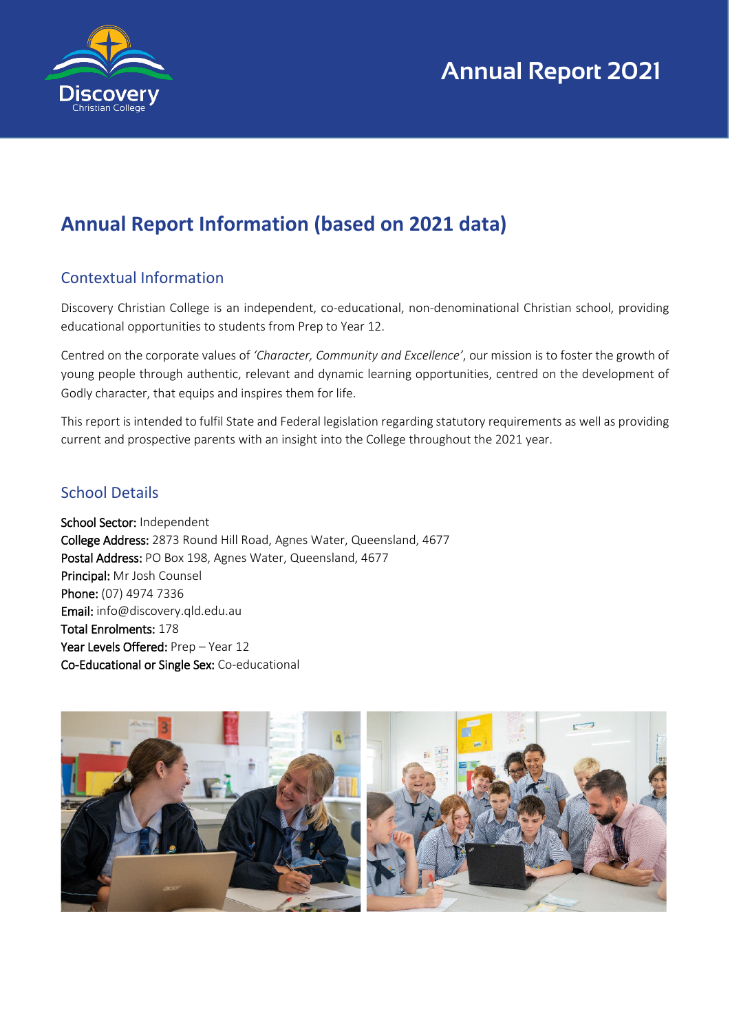Annual Report 2021

# Annual Report Information (based on 2021 data)

## Contextual Information

Discovery Christian College is an independent, co-educational, non-denominational Christian school, providing educational opportunities to students from Prep to Year 12.

Centred on the corporate values of *'Character, Community and Excellence'*, our mission is to foster the growth of young people through authentic, relevant and dynamic learning opportunities, centred on the development of Godly character, that equips and inspires them for life.

This report is intended to fulfil State and Federal legislation regarding statutory requirements as well as providing current and prospective parents with an insight into the College throughout the 2021 year.

## School Details

**School Sector:** Independent
**College Address:** 2873 Round Hill Road, Agnes Water, Queensland, 4677
**Postal Address:** PO Box 198, Agnes Water, Queensland, 4677
**Principal:** Mr Josh Counsel
**Phone:** (07) 4974 7336
**Email:** info@discovery.qld.edu.au
**Total Enrolments:** 178
**Year Levels Offered:** Prep – Year 12
**Co-Educational or Single Sex:** Co-educational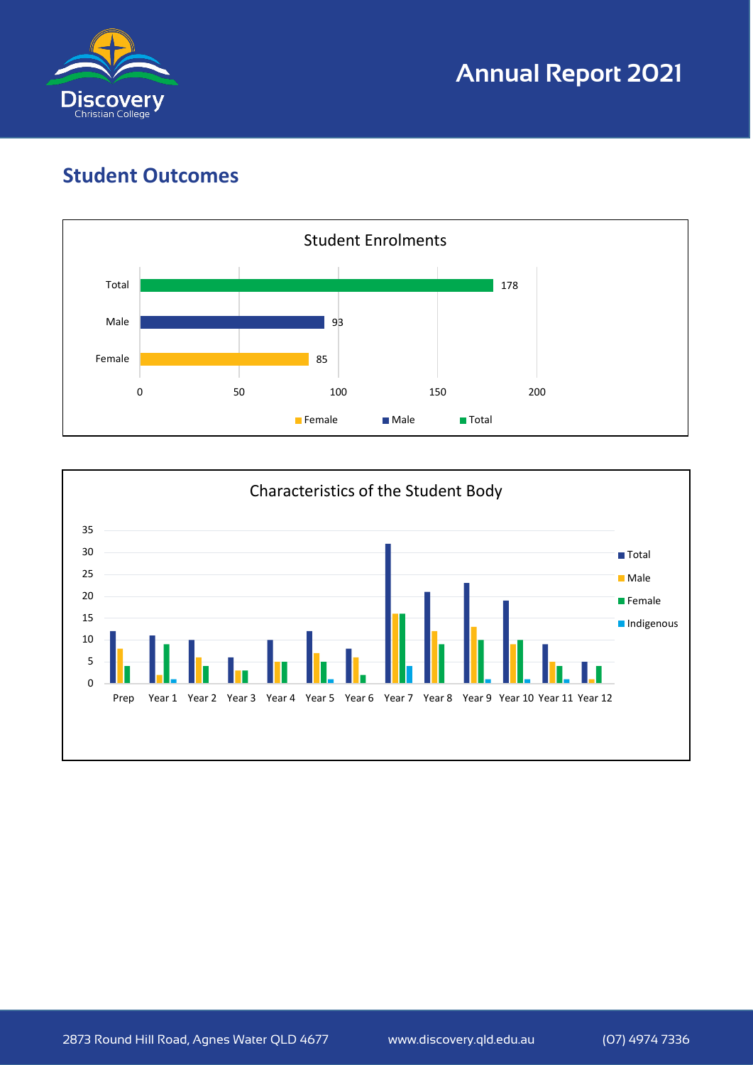## Student Outcomes

**Student Enrolments**

| | Count |
|---|---|
| Total | 178 |
| Male | 93 |
| Female | 85 |

**Characteristics of the Student Body**

| | Total | Male | Female | Indigenous |
|---|---|---|---|---|
| Prep | 12 | 8 | 4 | |
| Year 1 | 11 | 2 | 9 | 1 |
| Year 2 | 10 | 6 | 4 | |
| Year 3 | 6 | 3 | 3 | |
| Year 4 | 10 | 5 | 5 | |
| Year 5 | 12 | 7 | 5 | 1 |
| Year 6 | 8 | 6 | 2 | |
| Year 7 | 32 | 16 | 16 | 4 |
| Year 8 | 21 | 12 | 9 | |
| Year 9 | 23 | 13 | 10 | 1 |
| Year 10 | 19 | 9 | 10 | 1 |
| Year 11 | 9 | 5 | 4 | 1 |
| Year 12 | 5 | 1 | 4 | |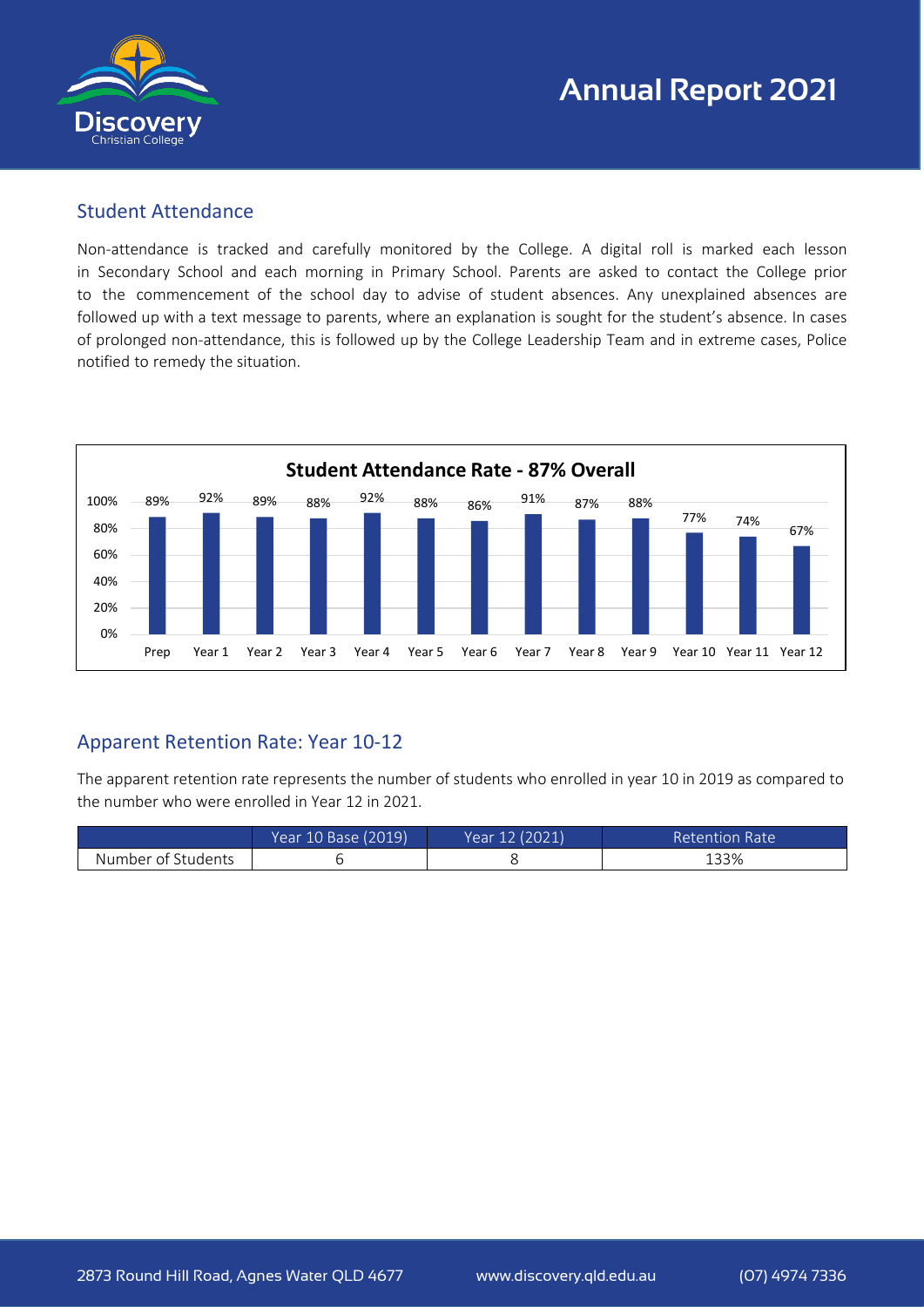## Student Attendance

Non-attendance is tracked and carefully monitored by the College. A digital roll is marked each lesson in Secondary School and each morning in Primary School. Parents are asked to contact the College prior to the commencement of the school day to advise of student absences. Any unexplained absences are followed up with a text message to parents, where an explanation is sought for the student's absence. In cases of prolonged non-attendance, this is followed up by the College Leadership Team and in extreme cases, Police notified to remedy the situation.

**Student Attendance Rate - 87% Overall**

| Year Level | Attendance Rate |
|---|---|
| Prep | 89% |
| Year 1 | 92% |
| Year 2 | 89% |
| Year 3 | 88% |
| Year 4 | 92% |
| Year 5 | 88% |
| Year 6 | 86% |
| Year 7 | 91% |
| Year 8 | 87% |
| Year 9 | 88% |
| Year 10 | 77% |
| Year 11 | 74% |
| Year 12 | 67% |

## Apparent Retention Rate: Year 10-12

The apparent retention rate represents the number of students who enrolled in year 10 in 2019 as compared to the number who were enrolled in Year 12 in 2021.

| | Year 10 Base (2019) | Year 12 (2021) | Retention Rate |
|---|---|---|---|
| Number of Students | 6 | 8 | 133% |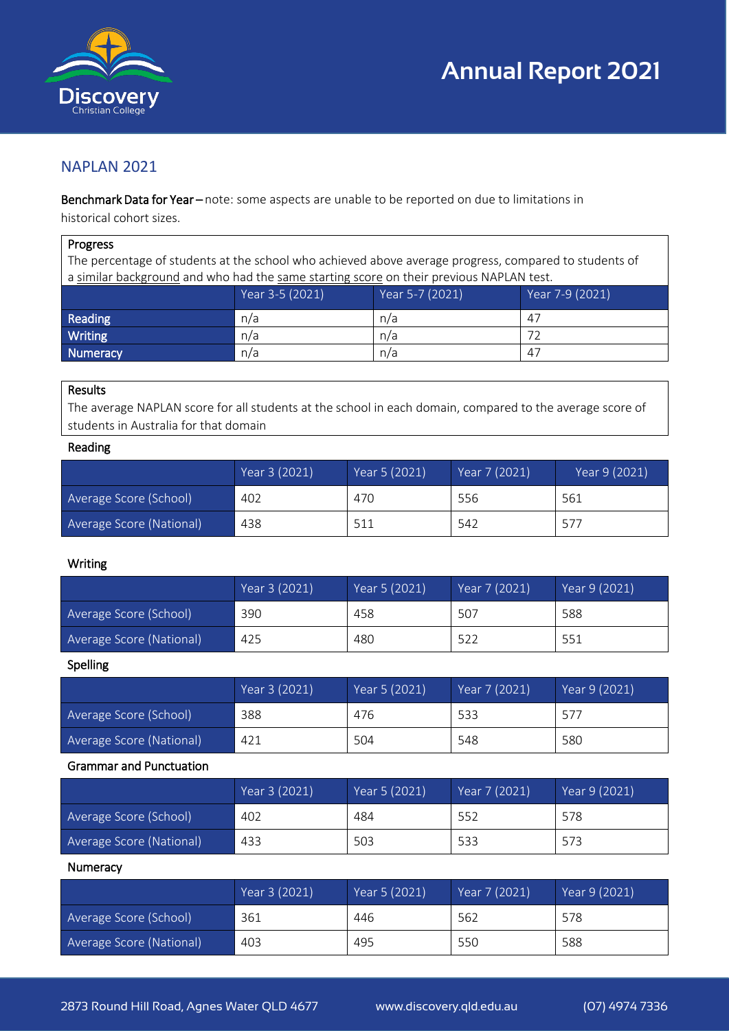## NAPLAN 2021

**Benchmark Data for Year** – note: some aspects are unable to be reported on due to limitations in historical cohort sizes.

**Progress**

The percentage of students at the school who achieved above average progress, compared to students of a similar background and who had the same starting score on their previous NAPLAN test.

| | Year 3-5 (2021) | Year 5-7 (2021) | Year 7-9 (2021) |
|---|---|---|---|
| Reading | n/a | n/a | 47 |
| Writing | n/a | n/a | 72 |
| Numeracy | n/a | n/a | 47 |

**Results**

The average NAPLAN score for all students at the school in each domain, compared to the average score of students in Australia for that domain

**Reading**

| | Year 3 (2021) | Year 5 (2021) | Year 7 (2021) | Year 9 (2021) |
|---|---|---|---|---|
| Average Score (School) | 402 | 470 | 556 | 561 |
| Average Score (National) | 438 | 511 | 542 | 577 |

**Writing**

| | Year 3 (2021) | Year 5 (2021) | Year 7 (2021) | Year 9 (2021) |
|---|---|---|---|---|
| Average Score (School) | 390 | 458 | 507 | 588 |
| Average Score (National) | 425 | 480 | 522 | 551 |

**Spelling**

| | Year 3 (2021) | Year 5 (2021) | Year 7 (2021) | Year 9 (2021) |
|---|---|---|---|---|
| Average Score (School) | 388 | 476 | 533 | 577 |
| Average Score (National) | 421 | 504 | 548 | 580 |

**Grammar and Punctuation**

| | Year 3 (2021) | Year 5 (2021) | Year 7 (2021) | Year 9 (2021) |
|---|---|---|---|---|
| Average Score (School) | 402 | 484 | 552 | 578 |
| Average Score (National) | 433 | 503 | 533 | 573 |

**Numeracy**

| | Year 3 (2021) | Year 5 (2021) | Year 7 (2021) | Year 9 (2021) |
|---|---|---|---|---|
| Average Score (School) | 361 | 446 | 562 | 578 |
| Average Score (National) | 403 | 495 | 550 | 588 |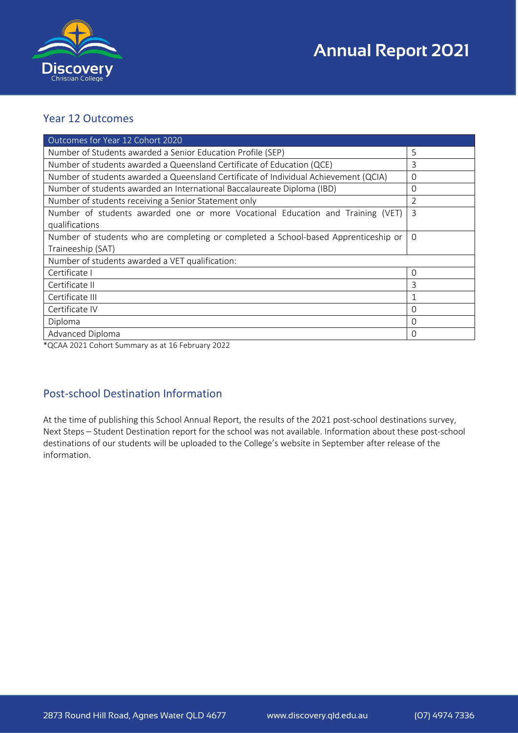## Year 12 Outcomes

| Outcomes for Year 12 Cohort 2020 | |
|---|---|
| Number of Students awarded a Senior Education Profile (SEP) | 5 |
| Number of students awarded a Queensland Certificate of Education (QCE) | 3 |
| Number of students awarded a Queensland Certificate of Individual Achievement (QCIA) | 0 |
| Number of students awarded an International Baccalaureate Diploma (IBD) | 0 |
| Number of students receiving a Senior Statement only | 2 |
| Number of students awarded one or more Vocational Education and Training (VET) qualifications | 3 |
| Number of students who are completing or completed a School-based Apprenticeship or Traineeship (SAT) | 0 |
| Number of students awarded a VET qualification: | |
| Certificate I | 0 |
| Certificate II | 3 |
| Certificate III | 1 |
| Certificate IV | 0 |
| Diploma | 0 |
| Advanced Diploma | 0 |

*QCAA 2021 Cohort Summary as at 16 February 2022

## Post-school Destination Information

At the time of publishing this School Annual Report, the results of the 2021 post-school destinations survey, Next Steps – Student Destination report for the school was not available. Information about these post-school destinations of our students will be uploaded to the College's website in September after release of the information.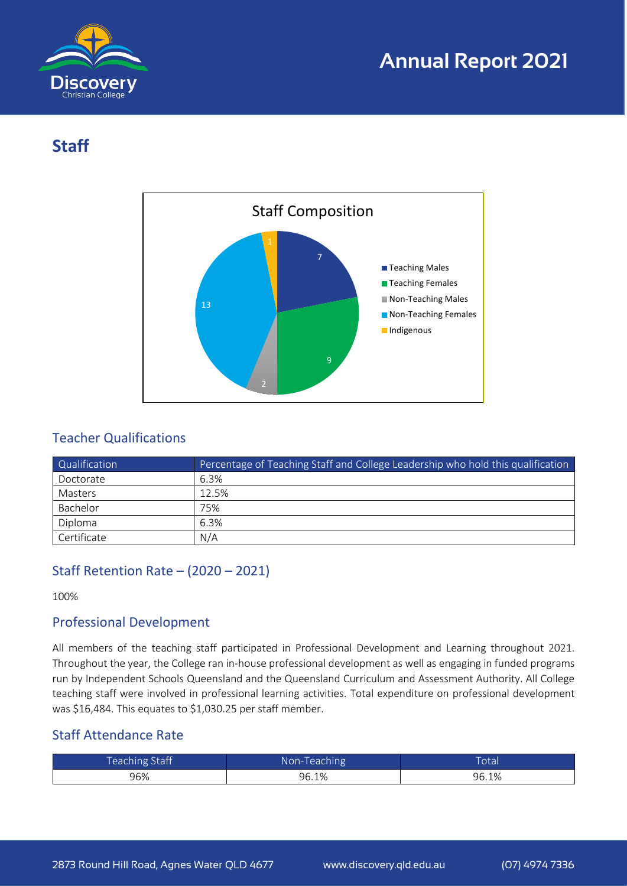## Staff

Staff Composition

- Teaching Males: 7
- Teaching Females: 9
- Non-Teaching Males: 2
- Non-Teaching Females: 13
- Indigenous: 1

### Teacher Qualifications

| Qualification | Percentage of Teaching Staff and College Leadership who hold this qualification |
| --- | --- |
| Doctorate | 6.3% |
| Masters | 12.5% |
| Bachelor | 75% |
| Diploma | 6.3% |
| Certificate | N/A |

### Staff Retention Rate – (2020 – 2021)

100%

### Professional Development

All members of the teaching staff participated in Professional Development and Learning throughout 2021. Throughout the year, the College ran in-house professional development as well as engaging in funded programs run by Independent Schools Queensland and the Queensland Curriculum and Assessment Authority. All College teaching staff were involved in professional learning activities. Total expenditure on professional development was $16,484. This equates to $1,030.25 per staff member.

### Staff Attendance Rate

| Teaching Staff | Non-Teaching | Total |
| --- | --- | --- |
| 96% | 96.1% | 96.1% |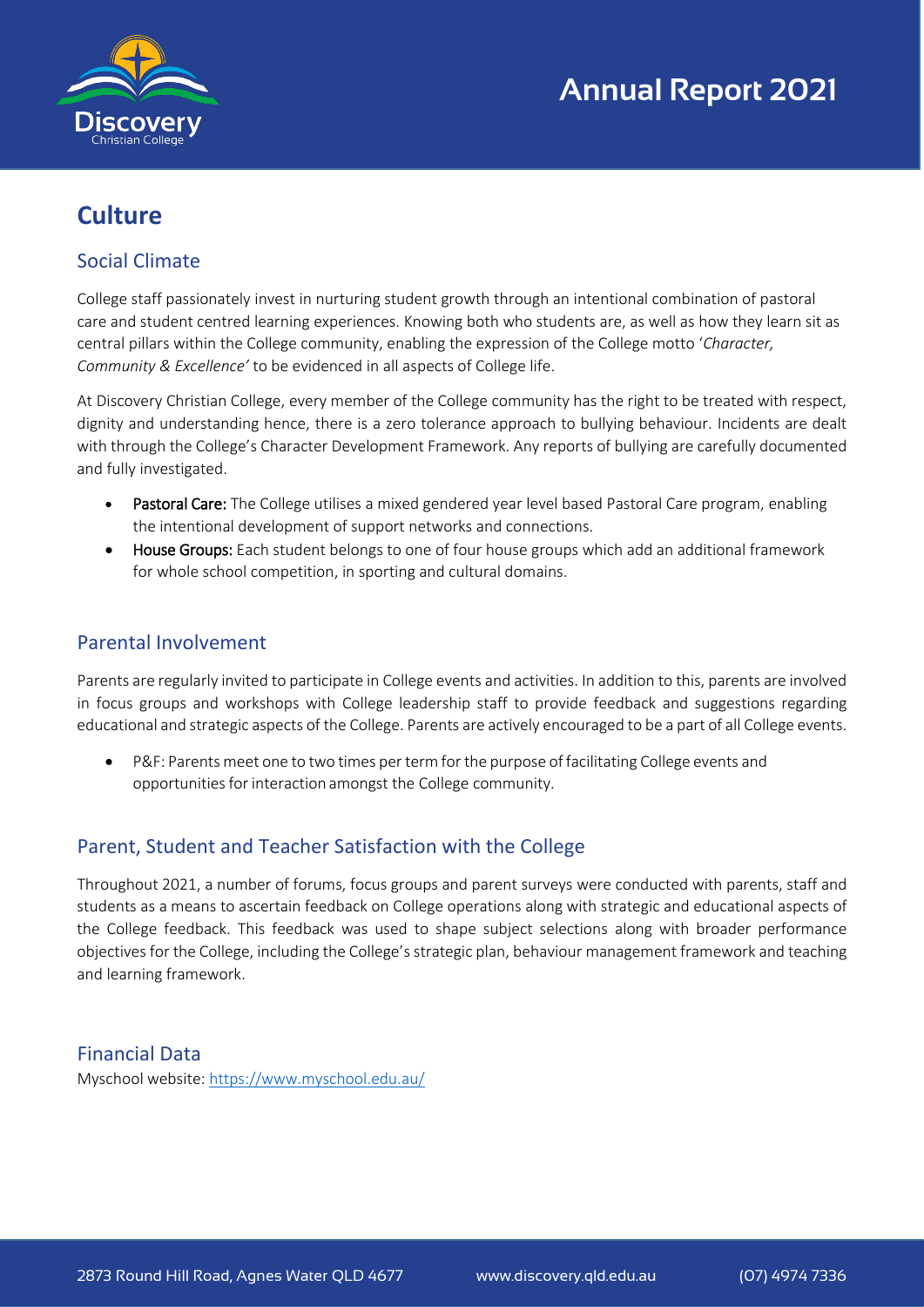# Culture

## Social Climate

College staff passionately invest in nurturing student growth through an intentional combination of pastoral care and student centred learning experiences. Knowing both who students are, as well as how they learn sit as central pillars within the College community, enabling the expression of the College motto '*Character, Community & Excellence'* to be evidenced in all aspects of College life.

At Discovery Christian College, every member of the College community has the right to be treated with respect, dignity and understanding hence, there is a zero tolerance approach to bullying behaviour. Incidents are dealt with through the College's Character Development Framework. Any reports of bullying are carefully documented and fully investigated.

- **Pastoral Care:** The College utilises a mixed gendered year level based Pastoral Care program, enabling the intentional development of support networks and connections.
- **House Groups:** Each student belongs to one of four house groups which add an additional framework for whole school competition, in sporting and cultural domains.

## Parental Involvement

Parents are regularly invited to participate in College events and activities. In addition to this, parents are involved in focus groups and workshops with College leadership staff to provide feedback and suggestions regarding educational and strategic aspects of the College. Parents are actively encouraged to be a part of all College events.

- P&F: Parents meet one to two times per term for the purpose of facilitating College events and opportunities for interaction amongst the College community.

## Parent, Student and Teacher Satisfaction with the College

Throughout 2021, a number of forums, focus groups and parent surveys were conducted with parents, staff and students as a means to ascertain feedback on College operations along with strategic and educational aspects of the College feedback. This feedback was used to shape subject selections along with broader performance objectives for the College, including the College's strategic plan, behaviour management framework and teaching and learning framework.

## Financial Data

Myschool website: https://www.myschool.edu.au/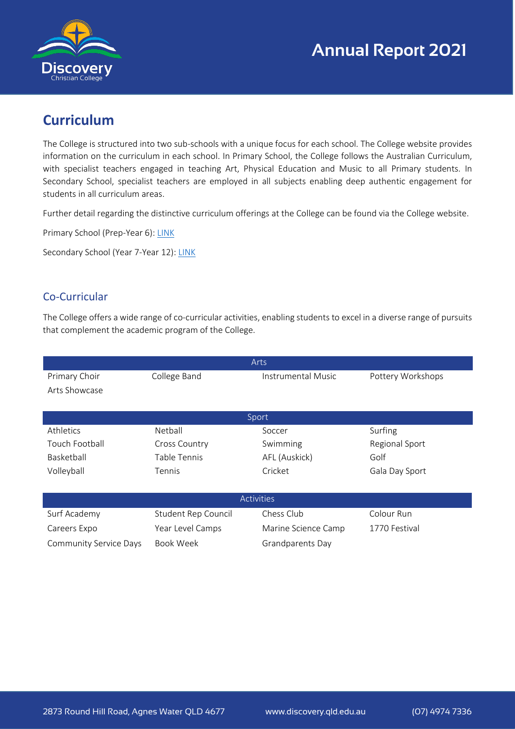## Curriculum

The College is structured into two sub-schools with a unique focus for each school. The College website provides information on the curriculum in each school. In Primary School, the College follows the Australian Curriculum, with specialist teachers engaged in teaching Art, Physical Education and Music to all Primary students. In Secondary School, specialist teachers are employed in all subjects enabling deep authentic engagement for students in all curriculum areas.

Further detail regarding the distinctive curriculum offerings at the College can be found via the College website.

Primary School (Prep-Year 6): LINK

Secondary School (Year 7-Year 12): LINK

### Co-Curricular

The College offers a wide range of co-curricular activities, enabling students to excel in a diverse range of pursuits that complement the academic program of the College.

| Arts | | | |
|---|---|---|---|
| Primary Choir | College Band | Instrumental Music | Pottery Workshops |
| Arts Showcase | | | |

| Sport | | | |
|---|---|---|---|
| Athletics | Netball | Soccer | Surfing |
| Touch Football | Cross Country | Swimming | Regional Sport |
| Basketball | Table Tennis | AFL (Auskick) | Golf |
| Volleyball | Tennis | Cricket | Gala Day Sport |

| Activities | | | |
|---|---|---|---|
| Surf Academy | Student Rep Council | Chess Club | Colour Run |
| Careers Expo | Year Level Camps | Marine Science Camp | 1770 Festival |
| Community Service Days | Book Week | Grandparents Day | |